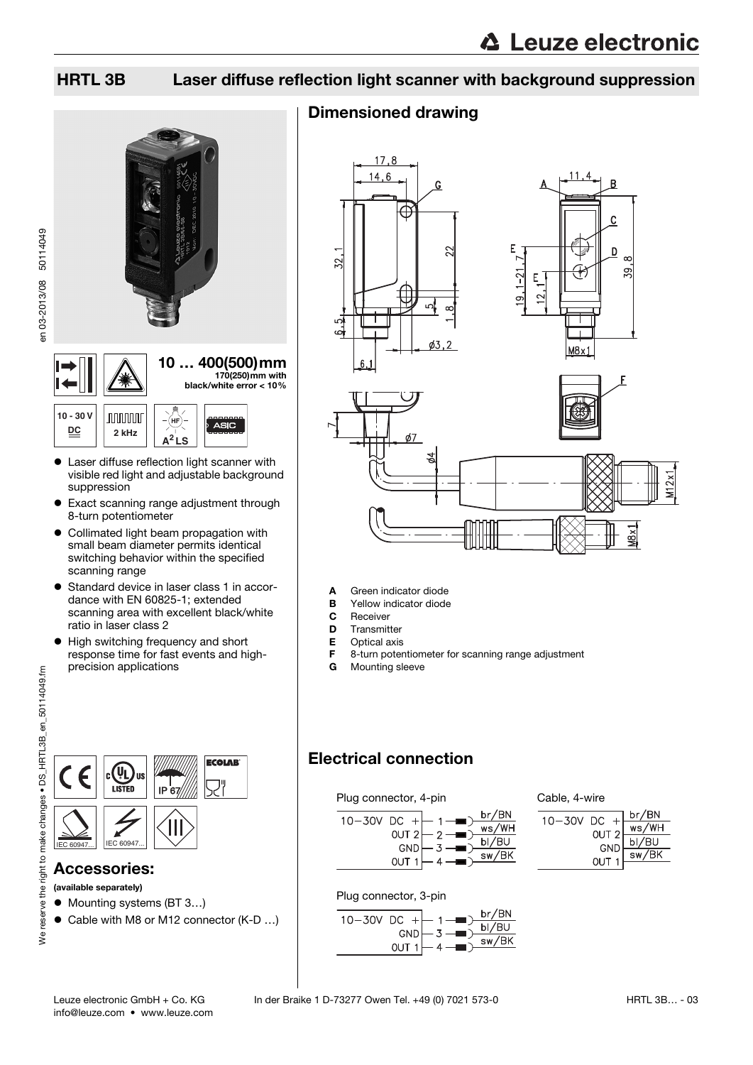# HRTL 3B Laser diffuse reflection light scanner with background suppression

**10 … 400(500) mm**
170(250)mm with black/white error < 10%

10 - 30 V DC | 2 kHz | $A^2$LS | ASIC

- Laser diffuse reflection light scanner with visible red light and adjustable background suppression
- Exact scanning range adjustment through 8-turn potentiometer
- Collimated light beam propagation with small beam diameter permits identical switching behavior within the specified scanning range
- Standard device in laser class 1 in accordance with EN 60825-1; extended scanning area with excellent black/white ratio in laser class 2
- High switching frequency and short response time for fast events and high-precision applications

IP 67 · IEC 60947... · IEC 60947...

## Accessories:

**(available separately)**

- Mounting systems (BT 3…)
- Cable with M8 or M12 connector (K-D …)

## Dimensioned drawing

- **A** Green indicator diode
- **B** Yellow indicator diode
- **C** Receiver
- **D** Transmitter
- **E** Optical axis
- **F** 8-turn potentiometer for scanning range adjustment
- **G** Mounting sleeve

## Electrical connection

**Plug connector, 4-pin**

| Signal | Pin | Wire |
|---|---|---|
| 10–30V DC + | 1 | br/BN |
| OUT 2 | 2 | ws/WH |
| GND | 3 | bl/BU |
| OUT 1 | 4 | sw/BK |

**Cable, 4-wire**

| Signal | Wire |
|---|---|
| 10–30V DC + | br/BN |
| OUT 2 | ws/WH |
| GND | bl/BU |
| OUT 1 | sw/BK |

**Plug connector, 3-pin**

| Signal | Pin | Wire |
|---|---|---|
| 10–30V DC + | 1 | br/BN |
| GND | 3 | bl/BU |
| OUT 1 | 4 | sw/BK |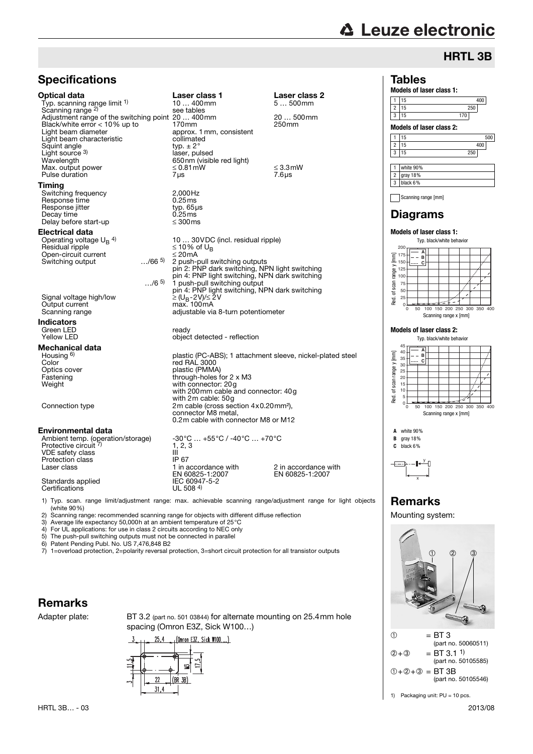## HRTL 3B

# Specifications

| | Laser class 1 | Laser class 2 |
|---|---|---|
| **Optical data** | | |
| Typ. scanning range limit 1) | 10 … 400mm | 5 … 500mm |
| Scanning range 2) | see tables | |
| Adjustment range of the switching point | 20 … 400mm | 20 … 500mm |
| Black/white error < 10% up to | 170mm | 250mm |
| Light beam diameter | approx. 1mm, consistent | |
| Light beam characteristic | collimated | |
| Squint angle | typ. ± 2° | |
| Light source 3) | laser, pulsed | |
| Wavelength | 650nm (visible red light) | |
| Max. output power | ≤ 0.81mW | ≤ 3.3mW |
| Pulse duration | 7µs | 7.6µs |
| **Timing** | | |
| Switching frequency | 2,000Hz | |
| Response time | 0.25ms | |
| Response jitter | typ. 65µs | |
| Decay time | 0.25ms | |
| Delay before start-up | ≤ 300ms | |
| **Electrical data** | | |
| Operating voltage $U_B$ 4) | 10 … 30VDC (incl. residual ripple) | |
| Residual ripple | ≤ 10% of $U_B$ | |
| Open-circuit current | ≤ 20mA | |
| Switching output …/66 5) | 2 push-pull switching outputs<br>pin 2: PNP dark switching, NPN light switching<br>pin 4: PNP light switching, NPN dark switching | |
| …/6 5) | 1 push-pull switching output<br>pin 4: PNP light switching, NPN dark switching | |
| Signal voltage high/low | ≥ ($U_B$-2V)/≤ 2V | |
| Output current | max. 100mA | |
| Scanning range | adjustable via 8-turn potentiometer | |
| **Indicators** | | |
| Green LED | ready | |
| Yellow LED | object detected - reflection | |
| **Mechanical data** | | |
| Housing 6) | plastic (PC-ABS); 1 attachment sleeve, nickel-plated steel | |
| Color | red RAL 3000 | |
| Optics cover | plastic (PMMA) | |
| Fastening | through-holes for 2 x M3 | |
| Weight | with connector: 20g<br>with 200mm cable and connector: 40g<br>with 2m cable: 50g | |
| Connection type | 2m cable (cross section 4x0.20mm²),<br>connector M8 metal,<br>0.2m cable with connector M8 or M12 | |
| **Environmental data** | | |
| Ambient temp. (operation/storage) | -30°C … +55°C / -40°C … +70°C | |
| Protective circuit 7) | 1, 2, 3 | |
| VDE safety class | III | |
| Protection class | IP 67 | |
| Laser class | 1 in accordance with EN 60825-1:2007 | 2 in accordance with EN 60825-1:2007 |
| Standards applied | IEC 60947-5-2 | |
| Certifications | UL 508 4) | |

1) Typ. scan. range limit/adjustment range: max. achievable scanning range/adjustment range for light objects (white 90%)
2) Scanning range: recommended scanning range for objects with different diffuse reflection
3) Average life expectancy 50,000h at an ambient temperature of 25°C
4) For UL applications: for use in class 2 circuits according to NEC only
5) The push-pull switching outputs must not be connected in parallel
6) Patent Pending Publ. No. US 7,476,848 B2
7) 1=overload protection, 2=polarity reversal protection, 3=short circuit protection for all transistor outputs

# Remarks

Adapter plate: BT 3.2 (part no. 501 03844) for alternate mounting on 25.4mm hole spacing (Omron E3Z, Sick W100…)

3 — 25,4 — (Omron E3Z, Sick W100…) — 11,5 — M3 — 17,5 — 3 — 22 — (BR 3B) — 31,4

# Tables

**Models of laser class 1:**

| | |
|---|---|
| 1 | 15 … 400 |
| 2 | 15 … 250 |
| 3 | 15 … 170 |

**Models of laser class 2:**

| | |
|---|---|
| 1 | 15 … 500 |
| 2 | 15 … 400 |
| 3 | 15 … 250 |

| | |
|---|---|
| 1 | white 90% |
| 2 | gray 18% |
| 3 | black 6% |

Scanning range [mm]

# Diagrams

**Models of laser class 1:**

Typ. black/white behavior

Red. of scan range y [mm] vs. Scanning range x [mm]

**Models of laser class 2:**

Typ. black/white behavior

Red. of scan range y [mm] vs. Scanning range x [mm]

**A** white 90%
**B** gray 18%
**C** black 6%

# Remarks

Mounting system:

① = BT 3 (part no. 50060511)
②+③ = BT 3.1 1) (part no. 50105585)
①+②+③ = BT 3B (part no. 50105546)

1) Packaging unit: PU = 10 pcs.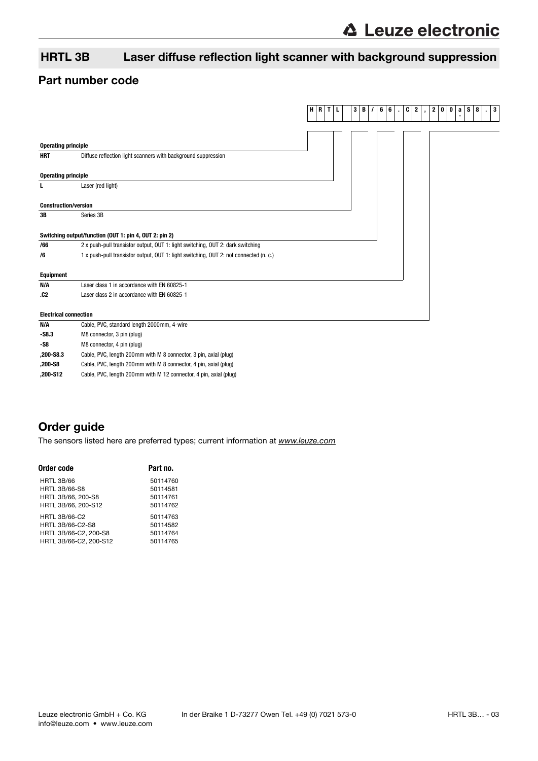## HRTL 3B Laser diffuse reflection light scanner with background suppression

## Part number code

| H | R | T | L | | 3 | B | / | 6 | 6 | . | C | 2 | , | 2 | 0 | 0 | a | S | 8 | . | 3 |
|---|---|---|---|---|---|---|---|---|---|---|---|---|---|---|---|---|---|---|---|---|---|

**Operating principle**

| | |
|---|---|
| **HRT** | Diffuse reflection light scanners with background suppression |

**Operating principle**

| | |
|---|---|
| **L** | Laser (red light) |

**Construction/version**

| | |
|---|---|
| **3B** | Series 3B |

**Switching output/function (OUT 1: pin 4, OUT 2: pin 2)**

| | |
|---|---|
| **/66** | 2 x push-pull transistor output, OUT 1: light switching, OUT 2: dark switching |
| **/6** | 1 x push-pull transistor output, OUT 1: light switching, OUT 2: not connected (n. c.) |

**Equipment**

| | |
|---|---|
| **N/A** | Laser class 1 in accordance with EN 60825-1 |
| **.C2** | Laser class 2 in accordance with EN 60825-1 |

**Electrical connection**

| | |
|---|---|
| **N/A** | Cable, PVC, standard length 2000mm, 4-wire |
| **-S8.3** | M8 connector, 3 pin (plug) |
| **-S8** | M8 connector, 4 pin (plug) |
| **,200-S8.3** | Cable, PVC, length 200mm with M 8 connector, 3 pin, axial (plug) |
| **,200-S8** | Cable, PVC, length 200mm with M 8 connector, 4 pin, axial (plug) |
| **,200-S12** | Cable, PVC, length 200mm with M 12 connector, 4 pin, axial (plug) |

## Order guide

The sensors listed here are preferred types; current information at *www.leuze.com*

| Order code | Part no. |
|---|---|
| HRTL 3B/66 | 50114760 |
| HRTL 3B/66-S8 | 50114581 |
| HRTL 3B/66, 200-S8 | 50114761 |
| HRTL 3B/66, 200-S12 | 50114762 |
| HRTL 3B/66-C2 | 50114763 |
| HRTL 3B/66-C2-S8 | 50114582 |
| HRTL 3B/66-C2, 200-S8 | 50114764 |
| HRTL 3B/66-C2, 200-S12 | 50114765 |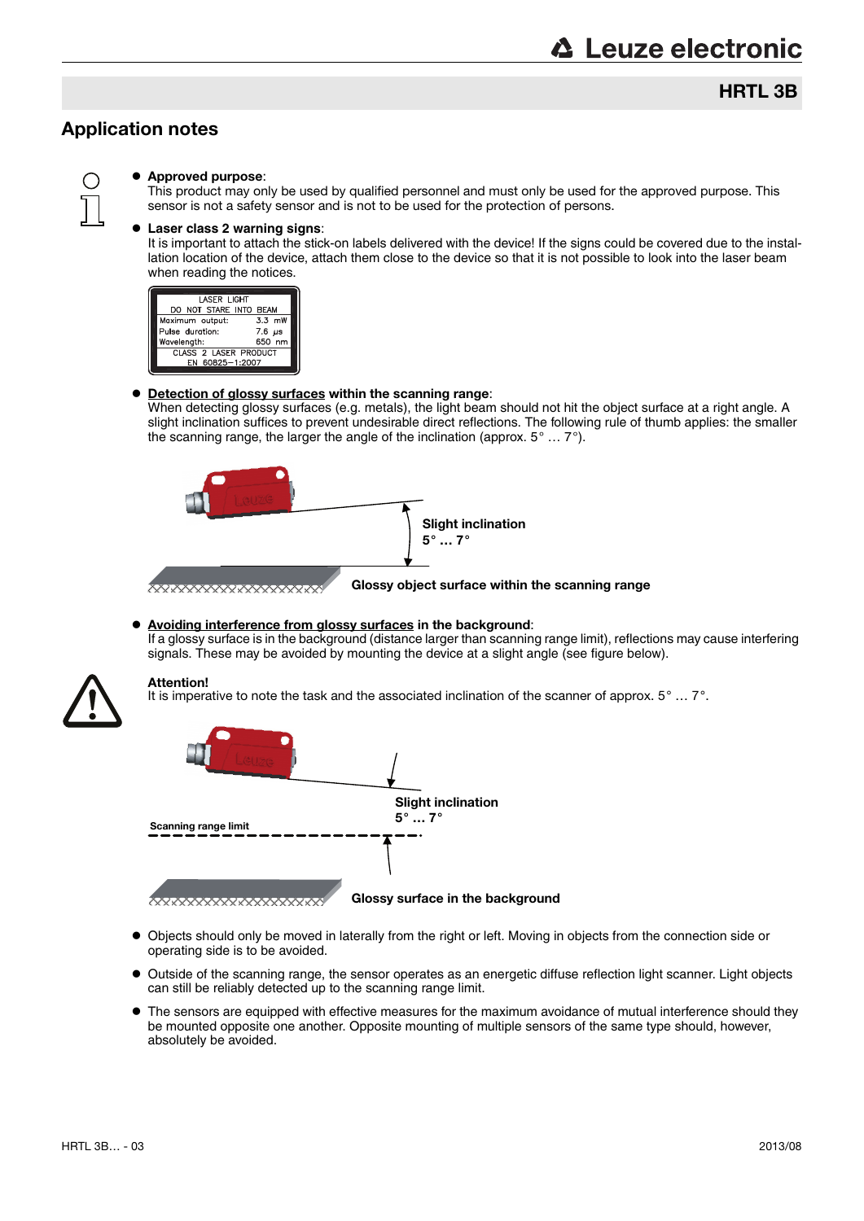## Application notes

- **Approved purpose**:
  This product may only be used by qualified personnel and must only be used for the approved purpose. This sensor is not a safety sensor and is not to be used for the protection of persons.
- **Laser class 2 warning signs**:
  It is important to attach the stick-on labels delivered with the device! If the signs could be covered due to the installation location of the device, attach them close to the device so that it is not possible to look into the laser beam when reading the notices.

| LASER LIGHT | |
|---|---|
| DO NOT STARE INTO BEAM | |
| Maximum output: | 3.3 mW |
| Pulse duration: | 7.6 µs |
| Wavelength: | 650 nm |
| CLASS 2 LASER PRODUCT | |
| EN 60825−1:2007 | |

- **Detection of glossy surfaces within the scanning range**:
  When detecting glossy surfaces (e.g. metals), the light beam should not hit the object surface at a right angle. A slight inclination suffices to prevent undesirable direct reflections. The following rule of thumb applies: the smaller the scanning range, the larger the angle of the inclination (approx. 5° … 7°).

**Slight inclination 5° … 7°**

**Glossy object surface within the scanning range**

- **Avoiding interference from glossy surfaces in the background**:
  If a glossy surface is in the background (distance larger than scanning range limit), reflections may cause interfering signals. These may be avoided by mounting the device at a slight angle (see figure below).

**Attention!**
It is imperative to note the task and the associated inclination of the scanner of approx. 5° … 7°.

**Slight inclination 5° … 7°**

**Scanning range limit**

**Glossy surface in the background**

- Objects should only be moved in laterally from the right or left. Moving in objects from the connection side or operating side is to be avoided.
- Outside of the scanning range, the sensor operates as an energetic diffuse reflection light scanner. Light objects can still be reliably detected up to the scanning range limit.
- The sensors are equipped with effective measures for the maximum avoidance of mutual interference should they be mounted opposite one another. Opposite mounting of multiple sensors of the same type should, however, absolutely be avoided.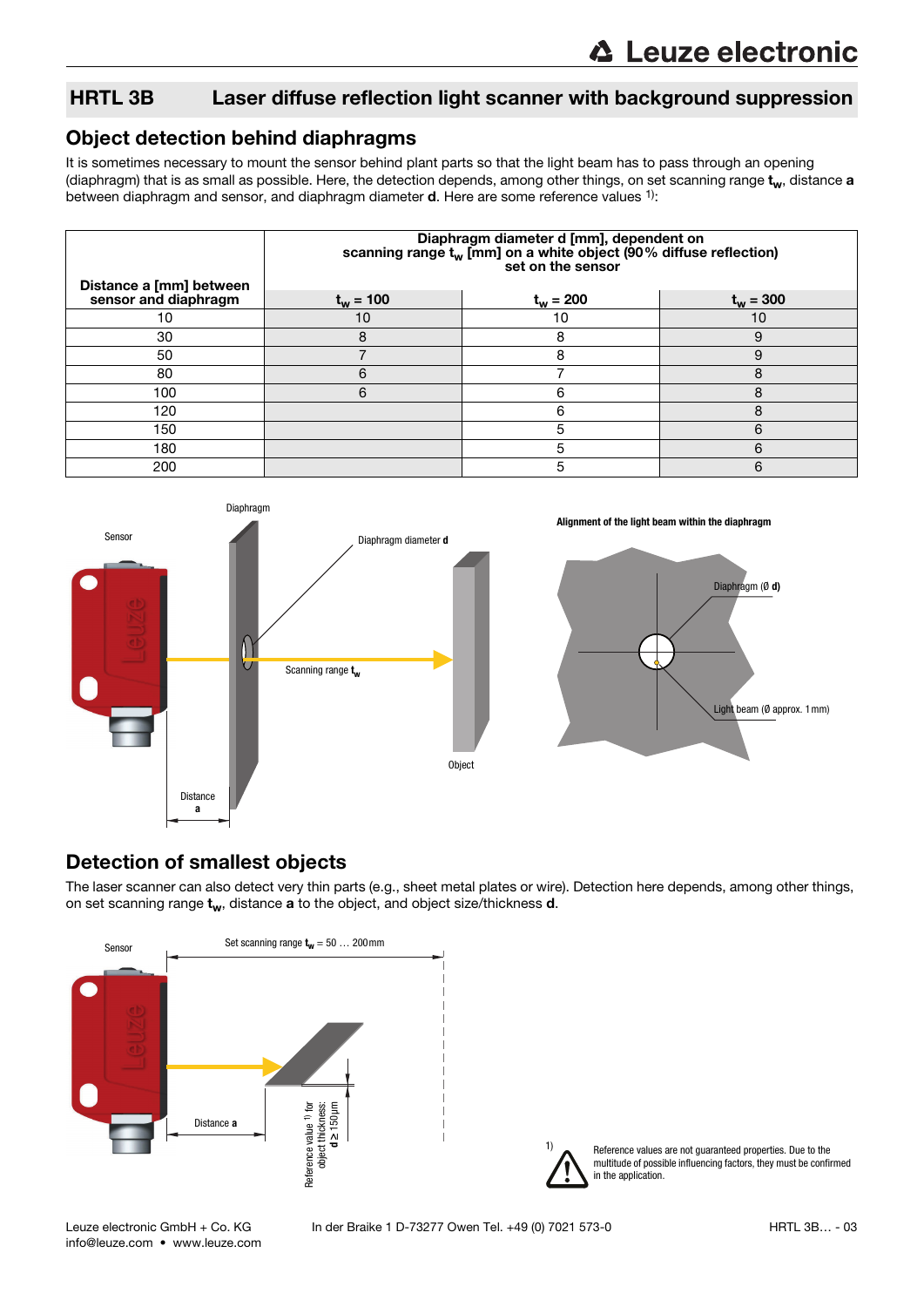## HRTL 3B Laser diffuse reflection light scanner with background suppression

## Object detection behind diaphragms

It is sometimes necessary to mount the sensor behind plant parts so that the light beam has to pass through an opening (diaphragm) that is as small as possible. Here, the detection depends, among other things, on set scanning range $t_w$, distance **a** between diaphragm and sensor, and diaphragm diameter **d**. Here are some reference values [1]:

| Distance a [mm] between sensor and diaphragm | Diaphragm diameter d [mm], dependent on scanning range $t_w$ [mm] on a white object (90% diffuse reflection) set on the sensor | | |
|---|---|---|---|
| | $t_w$ = 100 | $t_w$ = 200 | $t_w$ = 300 |
| 10 | 10 | 10 | 10 |
| 30 | 8 | 8 | 9 |
| 50 | 7 | 8 | 9 |
| 80 | 6 | 7 | 8 |
| 100 | 6 | 6 | 8 |
| 120 | | 6 | 8 |
| 150 | | 5 | 6 |
| 180 | | 5 | 6 |
| 200 | | 5 | 6 |

Sensor — Diaphragm — Diaphragm diameter **d** — Scanning range $t_w$ — Object — Distance **a**

**Alignment of the light beam within the diaphragm**

Diaphragm (Ø **d**) — Light beam (Ø approx. 1 mm)

## Detection of smallest objects

The laser scanner can also detect very thin parts (e.g., sheet metal plates or wire). Detection here depends, among other things, on set scanning range $t_w$, distance **a** to the object, and object size/thickness **d**.

Sensor — Set scanning range $t_w$ = 50 … 200mm — Distance **a** — Reference value [1] for object thickness: **d** ≥ 150µm

1) Reference values are not guaranteed properties. Due to the multitude of possible influencing factors, they must be confirmed in the application.